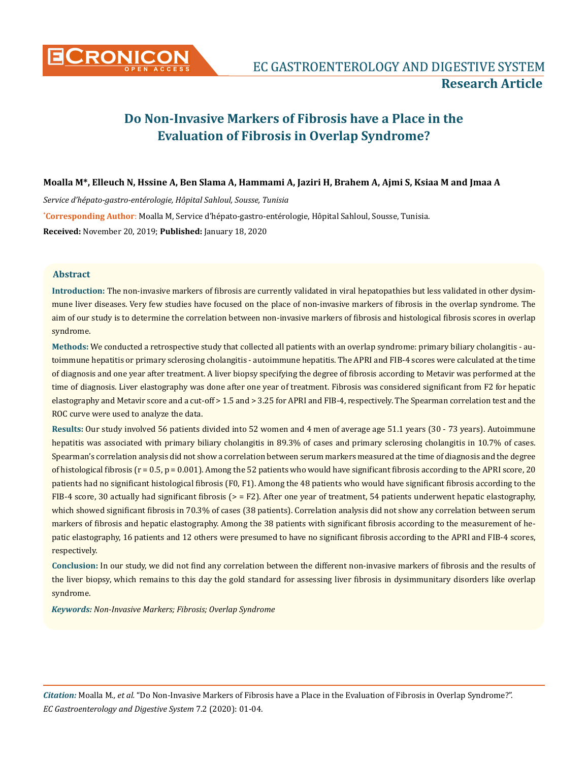**Research Article**

# Do Non-Invasive Markers of Fibrosis have a Place in the Evaluation of Fibrosis in Overlap Syndrome?

**Moalla M*, Elleuch N, Hssine A, Ben Slama A, Hammami A, Jaziri H, Brahem A, Ajmi S, Ksiaa M and Jmaa A**

*Service d'hépato-gastro-entérologie, Hôpital Sahloul, Sousse, Tunisia*

***Corresponding Author**: Moalla M, Service d'hépato-gastro-entérologie, Hôpital Sahloul, Sousse, Tunisia.

**Received:** November 20, 2019; **Published:** January 18, 2020

## Abstract

**Introduction:** The non-invasive markers of fibrosis are currently validated in viral hepatopathies but less validated in other dysimmune liver diseases. Very few studies have focused on the place of non-invasive markers of fibrosis in the overlap syndrome. The aim of our study is to determine the correlation between non-invasive markers of fibrosis and histological fibrosis scores in overlap syndrome.

**Methods:** We conducted a retrospective study that collected all patients with an overlap syndrome: primary biliary cholangitis - autoimmune hepatitis or primary sclerosing cholangitis - autoimmune hepatitis. The APRI and FIB-4 scores were calculated at the time of diagnosis and one year after treatment. A liver biopsy specifying the degree of fibrosis according to Metavir was performed at the time of diagnosis. Liver elastography was done after one year of treatment. Fibrosis was considered significant from F2 for hepatic elastography and Metavir score and a cut-off > 1.5 and > 3.25 for APRI and FIB-4, respectively. The Spearman correlation test and the ROC curve were used to analyze the data.

**Results:** Our study involved 56 patients divided into 52 women and 4 men of average age 51.1 years (30 - 73 years). Autoimmune hepatitis was associated with primary biliary cholangitis in 89.3% of cases and primary sclerosing cholangitis in 10.7% of cases. Spearman's correlation analysis did not show a correlation between serum markers measured at the time of diagnosis and the degree of histological fibrosis (r = 0.5, p = 0.001). Among the 52 patients who would have significant fibrosis according to the APRI score, 20 patients had no significant histological fibrosis (F0, F1). Among the 48 patients who would have significant fibrosis according to the FIB-4 score, 30 actually had significant fibrosis (> = F2). After one year of treatment, 54 patients underwent hepatic elastography, which showed significant fibrosis in 70.3% of cases (38 patients). Correlation analysis did not show any correlation between serum markers of fibrosis and hepatic elastography. Among the 38 patients with significant fibrosis according to the measurement of hepatic elastography, 16 patients and 12 others were presumed to have no significant fibrosis according to the APRI and FIB-4 scores, respectively.

**Conclusion:** In our study, we did not find any correlation between the different non-invasive markers of fibrosis and the results of the liver biopsy, which remains to this day the gold standard for assessing liver fibrosis in dysimmunitary disorders like overlap syndrome.

***Keywords:*** *Non-Invasive Markers; Fibrosis; Overlap Syndrome*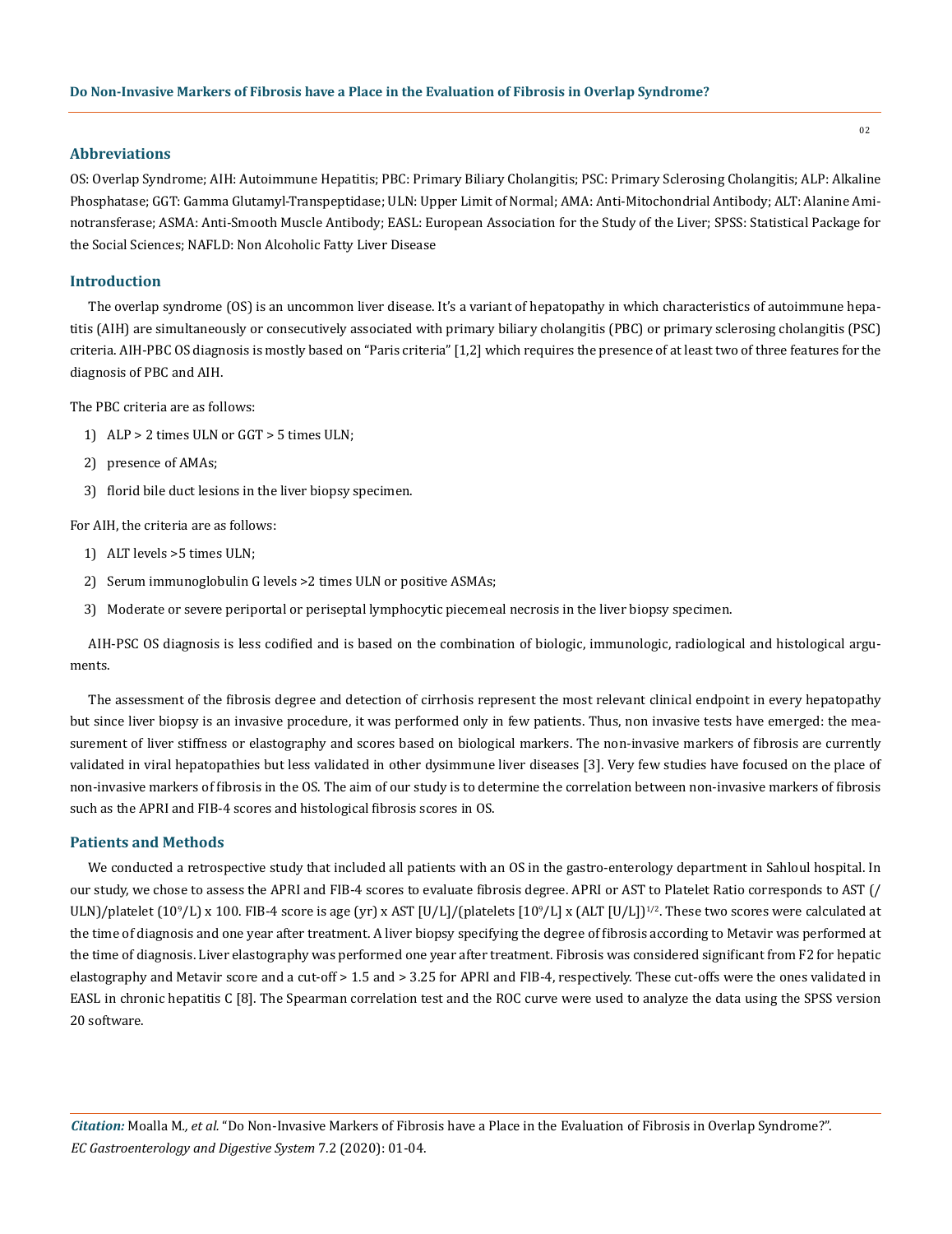## Abbreviations

OS: Overlap Syndrome; AIH: Autoimmune Hepatitis; PBC: Primary Biliary Cholangitis; PSC: Primary Sclerosing Cholangitis; ALP: Alkaline Phosphatase; GGT: Gamma Glutamyl-Transpeptidase; ULN: Upper Limit of Normal; AMA: Anti-Mitochondrial Antibody; ALT: Alanine Aminotransferase; ASMA: Anti-Smooth Muscle Antibody; EASL: European Association for the Study of the Liver; SPSS: Statistical Package for the Social Sciences; NAFLD: Non Alcoholic Fatty Liver Disease

## Introduction

The overlap syndrome (OS) is an uncommon liver disease. It's a variant of hepatopathy in which characteristics of autoimmune hepatitis (AIH) are simultaneously or consecutively associated with primary biliary cholangitis (PBC) or primary sclerosing cholangitis (PSC) criteria. AIH-PBC OS diagnosis is mostly based on "Paris criteria" [1,2] which requires the presence of at least two of three features for the diagnosis of PBC and AIH.

The PBC criteria are as follows:

1) ALP > 2 times ULN or GGT > 5 times ULN;
2) presence of AMAs;
3) florid bile duct lesions in the liver biopsy specimen.

For AIH, the criteria are as follows:

1) ALT levels >5 times ULN;
2) Serum immunoglobulin G levels >2 times ULN or positive ASMAs;
3) Moderate or severe periportal or periseptal lymphocytic piecemeal necrosis in the liver biopsy specimen.

AIH-PSC OS diagnosis is less codified and is based on the combination of biologic, immunologic, radiological and histological arguments.

The assessment of the fibrosis degree and detection of cirrhosis represent the most relevant clinical endpoint in every hepatopathy but since liver biopsy is an invasive procedure, it was performed only in few patients. Thus, non invasive tests have emerged: the measurement of liver stiffness or elastography and scores based on biological markers. The non-invasive markers of fibrosis are currently validated in viral hepatopathies but less validated in other dysimmune liver diseases [3]. Very few studies have focused on the place of non-invasive markers of fibrosis in the OS. The aim of our study is to determine the correlation between non-invasive markers of fibrosis such as the APRI and FIB-4 scores and histological fibrosis scores in OS.

## Patients and Methods

We conducted a retrospective study that included all patients with an OS in the gastro-enterology department in Sahloul hospital. In our study, we chose to assess the APRI and FIB-4 scores to evaluate fibrosis degree. APRI or AST to Platelet Ratio corresponds to AST (/ULN)/platelet ($10^9$/L) x 100. FIB-4 score is age (yr) x AST [U/L]/(platelets [$10^9$/L] x (ALT [U/L])$^{1/2}$. These two scores were calculated at the time of diagnosis and one year after treatment. A liver biopsy specifying the degree of fibrosis according to Metavir was performed at the time of diagnosis. Liver elastography was performed one year after treatment. Fibrosis was considered significant from F2 for hepatic elastography and Metavir score and a cut-off > 1.5 and > 3.25 for APRI and FIB-4, respectively. These cut-offs were the ones validated in EASL in chronic hepatitis C [8]. The Spearman correlation test and the ROC curve were used to analyze the data using the SPSS version 20 software.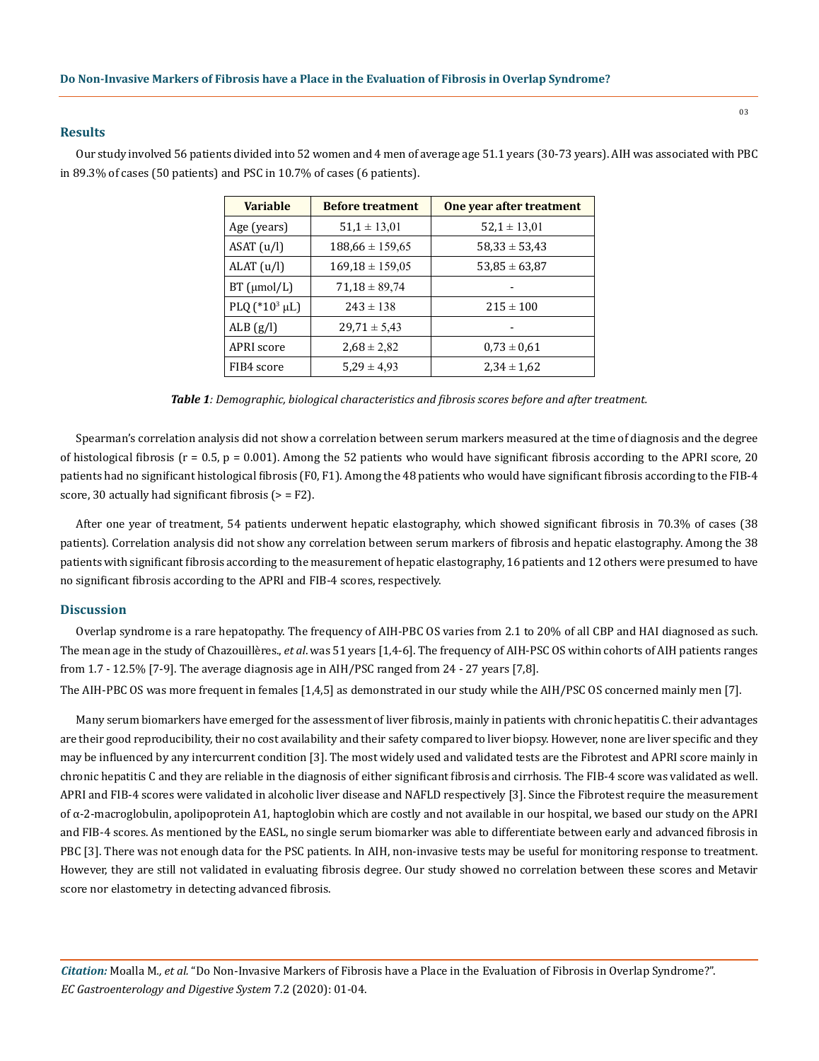## Results

Our study involved 56 patients divided into 52 women and 4 men of average age 51.1 years (30-73 years). AIH was associated with PBC in 89.3% of cases (50 patients) and PSC in 10.7% of cases (6 patients).

| Variable | Before treatment | One year after treatment |
| --- | --- | --- |
| Age (years) | 51,1 ± 13,01 | 52,1 ± 13,01 |
| ASAT (u/l) | 188,66 ± 159,65 | 58,33 ± 53,43 |
| ALAT (u/l) | 169,18 ± 159,05 | 53,85 ± 63,87 |
| BT (μmol/L) | 71,18 ± 89,74 | - |
| PLQ (*$10^3$ μL) | 243 ± 138 | 215 ± 100 |
| ALB (g/l) | 29,71 ± 5,43 | - |
| APRI score | 2,68 ± 2,82 | 0,73 ± 0,61 |
| FIB4 score | 5,29 ± 4,93 | 2,34 ± 1,62 |

***Table 1**: Demographic, biological characteristics and fibrosis scores before and after treatment.*

Spearman's correlation analysis did not show a correlation between serum markers measured at the time of diagnosis and the degree of histological fibrosis ($r = 0.5$, $p = 0.001$). Among the 52 patients who would have significant fibrosis according to the APRI score, 20 patients had no significant histological fibrosis (F0, F1). Among the 48 patients who would have significant fibrosis according to the FIB-4 score, 30 actually had significant fibrosis (> = F2).

After one year of treatment, 54 patients underwent hepatic elastography, which showed significant fibrosis in 70.3% of cases (38 patients). Correlation analysis did not show any correlation between serum markers of fibrosis and hepatic elastography. Among the 38 patients with significant fibrosis according to the measurement of hepatic elastography, 16 patients and 12 others were presumed to have no significant fibrosis according to the APRI and FIB-4 scores, respectively.

## Discussion

Overlap syndrome is a rare hepatopathy. The frequency of AIH-PBC OS varies from 2.1 to 20% of all CBP and HAI diagnosed as such. The mean age in the study of Chazouillères., *et al*. was 51 years [1,4-6]. The frequency of AIH-PSC OS within cohorts of AIH patients ranges from 1.7 - 12.5% [7-9]. The average diagnosis age in AIH/PSC ranged from 24 - 27 years [7,8].

The AIH-PBC OS was more frequent in females [1,4,5] as demonstrated in our study while the AIH/PSC OS concerned mainly men [7].

Many serum biomarkers have emerged for the assessment of liver fibrosis, mainly in patients with chronic hepatitis C. their advantages are their good reproducibility, their no cost availability and their safety compared to liver biopsy. However, none are liver specific and they may be influenced by any intercurrent condition [3]. The most widely used and validated tests are the Fibrotest and APRI score mainly in chronic hepatitis C and they are reliable in the diagnosis of either significant fibrosis and cirrhosis. The FIB-4 score was validated as well. APRI and FIB-4 scores were validated in alcoholic liver disease and NAFLD respectively [3]. Since the Fibrotest require the measurement of α-2-macroglobulin, apolipoprotein A1, haptoglobin which are costly and not available in our hospital, we based our study on the APRI and FIB-4 scores. As mentioned by the EASL, no single serum biomarker was able to differentiate between early and advanced fibrosis in PBC [3]. There was not enough data for the PSC patients. In AIH, non-invasive tests may be useful for monitoring response to treatment. However, they are still not validated in evaluating fibrosis degree. Our study showed no correlation between these scores and Metavir score nor elastometry in detecting advanced fibrosis.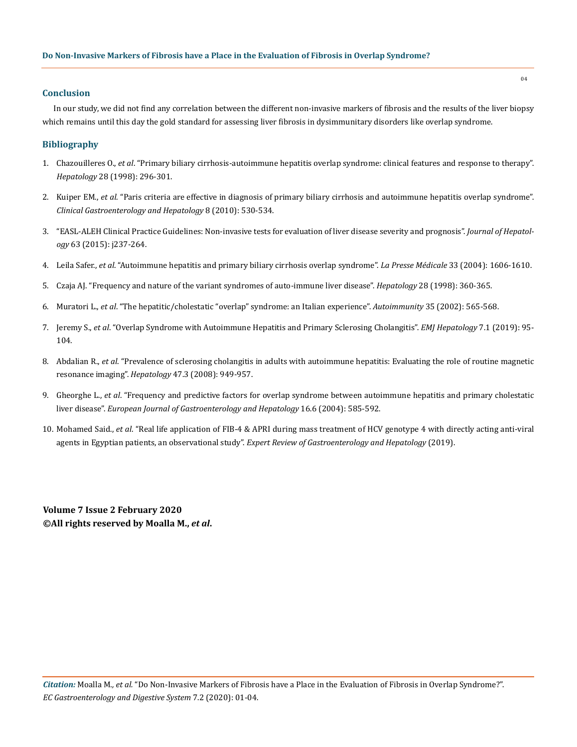## Conclusion

In our study, we did not find any correlation between the different non-invasive markers of fibrosis and the results of the liver biopsy which remains until this day the gold standard for assessing liver fibrosis in dysimmunitary disorders like overlap syndrome.

## Bibliography

1. Chazouilleres O., *et al*. "Primary biliary cirrhosis-autoimmune hepatitis overlap syndrome: clinical features and response to therapy". *Hepatology* 28 (1998): 296-301.
2. Kuiper EM., *et al*. "Paris criteria are effective in diagnosis of primary biliary cirrhosis and autoimmune hepatitis overlap syndrome". *Clinical Gastroenterology and Hepatology* 8 (2010): 530-534.
3. "EASL-ALEH Clinical Practice Guidelines: Non-invasive tests for evaluation of liver disease severity and prognosis". *Journal of Hepatology* 63 (2015): j237-264.
4. Leila Safer., *et al*. "Autoimmune hepatitis and primary biliary cirrhosis overlap syndrome". *La Presse Médicale* 33 (2004): 1606-1610.
5. Czaja AJ. "Frequency and nature of the variant syndromes of auto-immune liver disease". *Hepatology* 28 (1998): 360-365.
6. Muratori L., *et al*. "The hepatitic/cholestatic "overlap" syndrome: an Italian experience". *Autoimmunity* 35 (2002): 565-568.
7. Jeremy S., *et al*. "Overlap Syndrome with Autoimmune Hepatitis and Primary Sclerosing Cholangitis". *EMJ Hepatology* 7.1 (2019): 95-104.
8. Abdalian R., *et al*. "Prevalence of sclerosing cholangitis in adults with autoimmune hepatitis: Evaluating the role of routine magnetic resonance imaging". *Hepatology* 47.3 (2008): 949-957.
9. Gheorghe L., *et al*. "Frequency and predictive factors for overlap syndrome between autoimmune hepatitis and primary cholestatic liver disease". *European Journal of Gastroenterology and Hepatology* 16.6 (2004): 585-592.
10. Mohamed Said., *et al*. "Real life application of FIB-4 & APRI during mass treatment of HCV genotype 4 with directly acting anti-viral agents in Egyptian patients, an observational study". *Expert Review of Gastroenterology and Hepatology* (2019).

**Volume 7 Issue 2 February 2020**
**©All rights reserved by Moalla M., *et al*.**